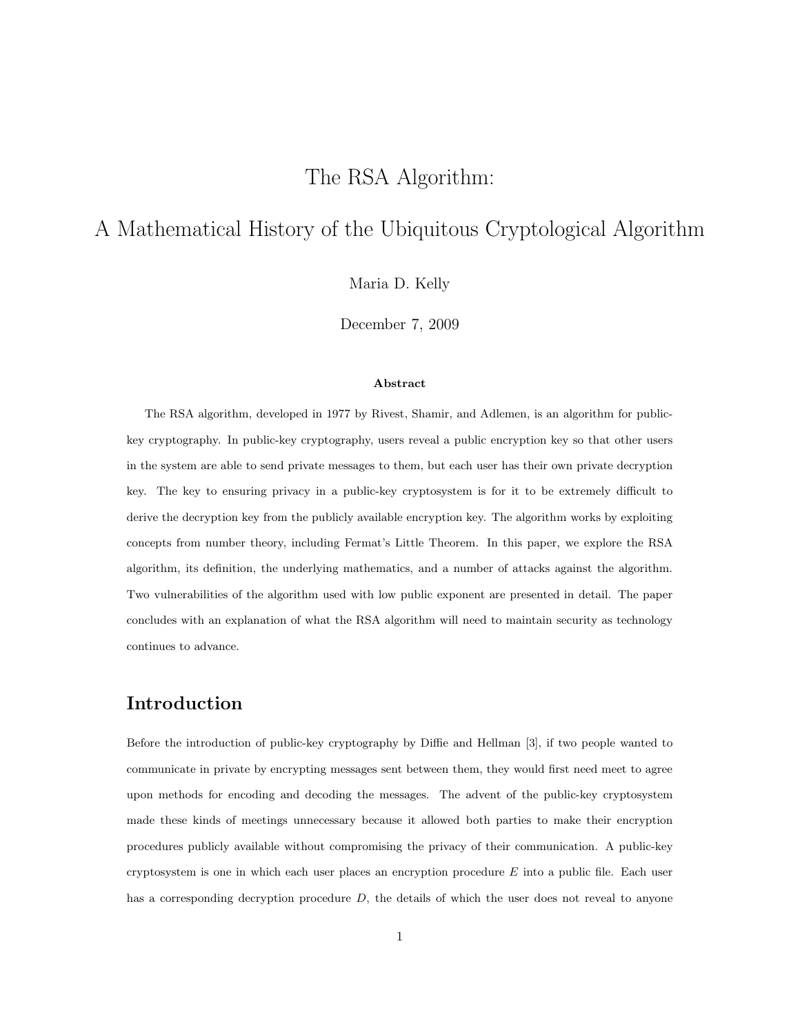# The RSA Algorithm:

# A Mathematical History of the Ubiquitous Cryptological Algorithm

Maria D. Kelly

December 7, 2009

**Abstract**

The RSA algorithm, developed in 1977 by Rivest, Shamir, and Adlemen, is an algorithm for public-key cryptography. In public-key cryptography, users reveal a public encryption key so that other users in the system are able to send private messages to them, but each user has their own private decryption key. The key to ensuring privacy in a public-key cryptosystem is for it to be extremely difficult to derive the decryption key from the publicly available encryption key. The algorithm works by exploiting concepts from number theory, including Fermat's Little Theorem. In this paper, we explore the RSA algorithm, its definition, the underlying mathematics, and a number of attacks against the algorithm. Two vulnerabilities of the algorithm used with low public exponent are presented in detail. The paper concludes with an explanation of what the RSA algorithm will need to maintain security as technology continues to advance.

## Introduction

Before the introduction of public-key cryptography by Diffie and Hellman [3], if two people wanted to communicate in private by encrypting messages sent between them, they would first need meet to agree upon methods for encoding and decoding the messages. The advent of the public-key cryptosystem made these kinds of meetings unnecessary because it allowed both parties to make their encryption procedures publicly available without compromising the privacy of their communication. A public-key cryptosystem is one in which each user places an encryption procedure $E$ into a public file. Each user has a corresponding decryption procedure $D$, the details of which the user does not reveal to anyone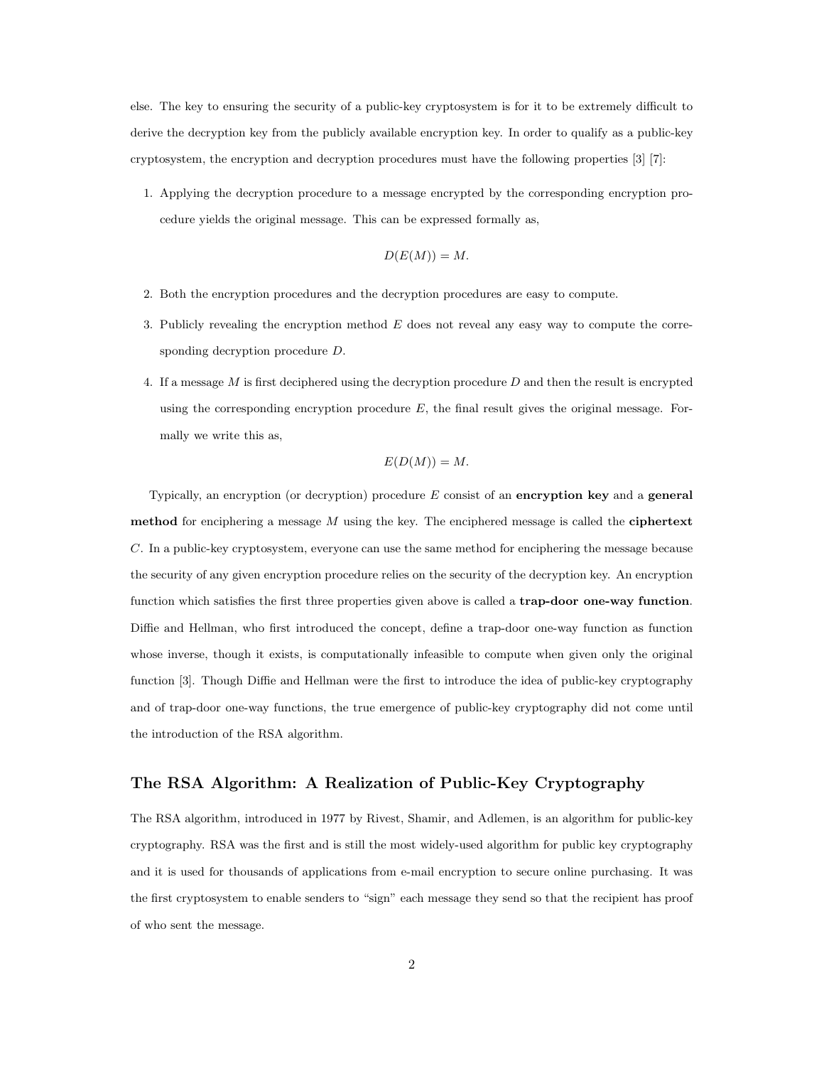else. The key to ensuring the security of a public-key cryptosystem is for it to be extremely difficult to derive the decryption key from the publicly available encryption key. In order to qualify as a public-key cryptosystem, the encryption and decryption procedures must have the following properties [3] [7]:

1. Applying the decryption procedure to a message encrypted by the corresponding encryption procedure yields the original message. This can be expressed formally as,

$$D(E(M)) = M.$$

2. Both the encryption procedures and the decryption procedures are easy to compute.

3. Publicly revealing the encryption method $E$ does not reveal any easy way to compute the corresponding decryption procedure $D$.

4. If a message $M$ is first deciphered using the decryption procedure $D$ and then the result is encrypted using the corresponding encryption procedure $E$, the final result gives the original message. Formally we write this as,

$$E(D(M)) = M.$$

Typically, an encryption (or decryption) procedure $E$ consist of an **encryption key** and a **general method** for enciphering a message $M$ using the key. The enciphered message is called the **ciphertext** $C$. In a public-key cryptosystem, everyone can use the same method for enciphering the message because the security of any given encryption procedure relies on the security of the decryption key. An encryption function which satisfies the first three properties given above is called a **trap-door one-way function**. Diffie and Hellman, who first introduced the concept, define a trap-door one-way function as function whose inverse, though it exists, is computationally infeasible to compute when given only the original function [3]. Though Diffie and Hellman were the first to introduce the idea of public-key cryptography and of trap-door one-way functions, the true emergence of public-key cryptography did not come until the introduction of the RSA algorithm.

## The RSA Algorithm: A Realization of Public-Key Cryptography

The RSA algorithm, introduced in 1977 by Rivest, Shamir, and Adlemen, is an algorithm for public-key cryptography. RSA was the first and is still the most widely-used algorithm for public key cryptography and it is used for thousands of applications from e-mail encryption to secure online purchasing. It was the first cryptosystem to enable senders to "sign" each message they send so that the recipient has proof of who sent the message.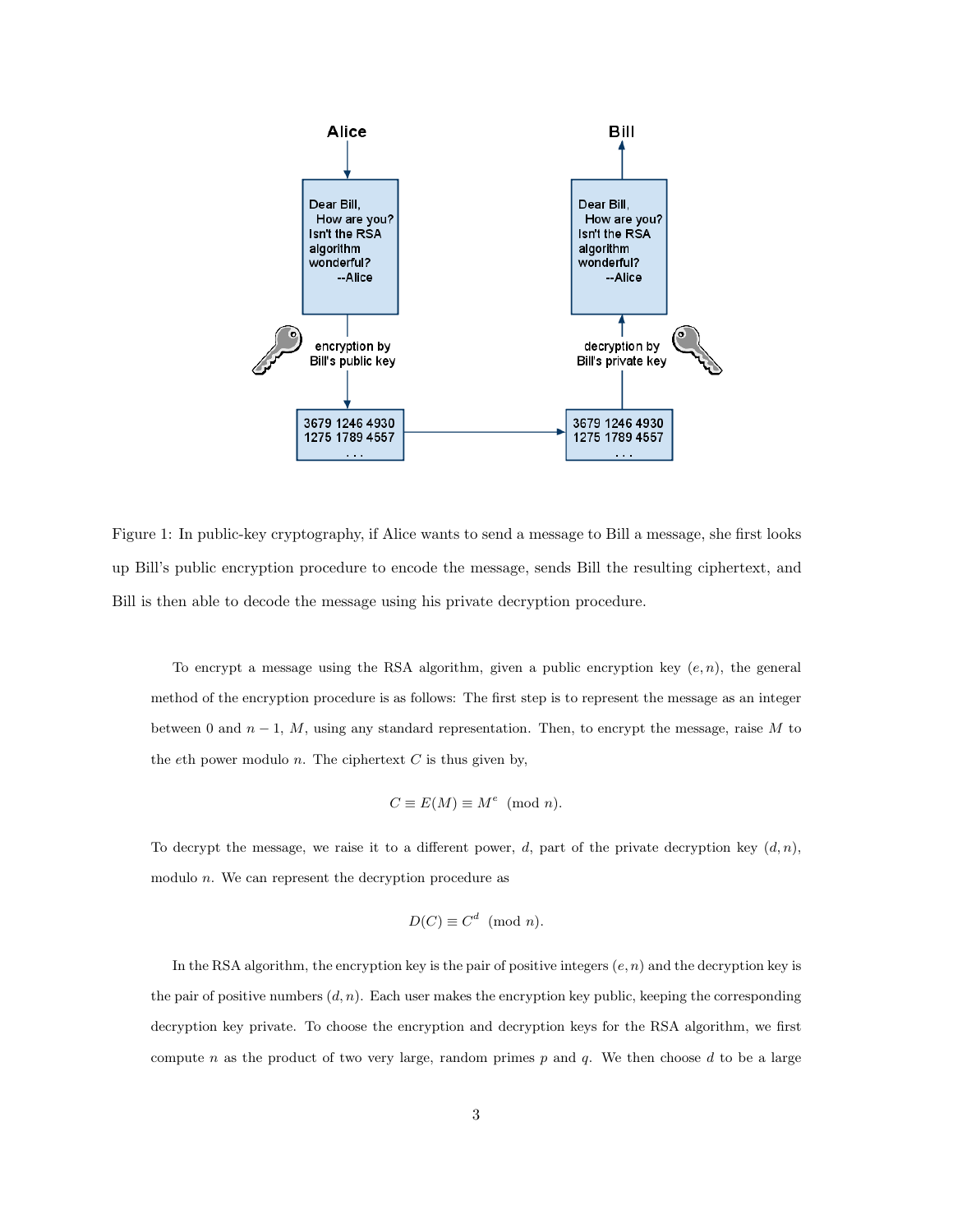Figure 1: In public-key cryptography, if Alice wants to send a message to Bill a message, she first looks up Bill's public encryption procedure to encode the message, sends Bill the resulting ciphertext, and Bill is then able to decode the message using his private decryption procedure.

To encrypt a message using the RSA algorithm, given a public encryption key $(e, n)$, the general method of the encryption procedure is as follows: The first step is to represent the message as an integer between 0 and $n - 1$, $M$, using any standard representation. Then, to encrypt the message, raise $M$ to the $e$th power modulo $n$. The ciphertext $C$ is thus given by,

$$C \equiv E(M) \equiv M^e \pmod{n}.$$

To decrypt the message, we raise it to a different power, $d$, part of the private decryption key $(d, n)$, modulo $n$. We can represent the decryption procedure as

$$D(C) \equiv C^d \pmod{n}.$$

In the RSA algorithm, the encryption key is the pair of positive integers $(e, n)$ and the decryption key is the pair of positive numbers $(d, n)$. Each user makes the encryption key public, keeping the corresponding decryption key private. To choose the encryption and decryption keys for the RSA algorithm, we first compute $n$ as the product of two very large, random primes $p$ and $q$. We then choose $d$ to be a large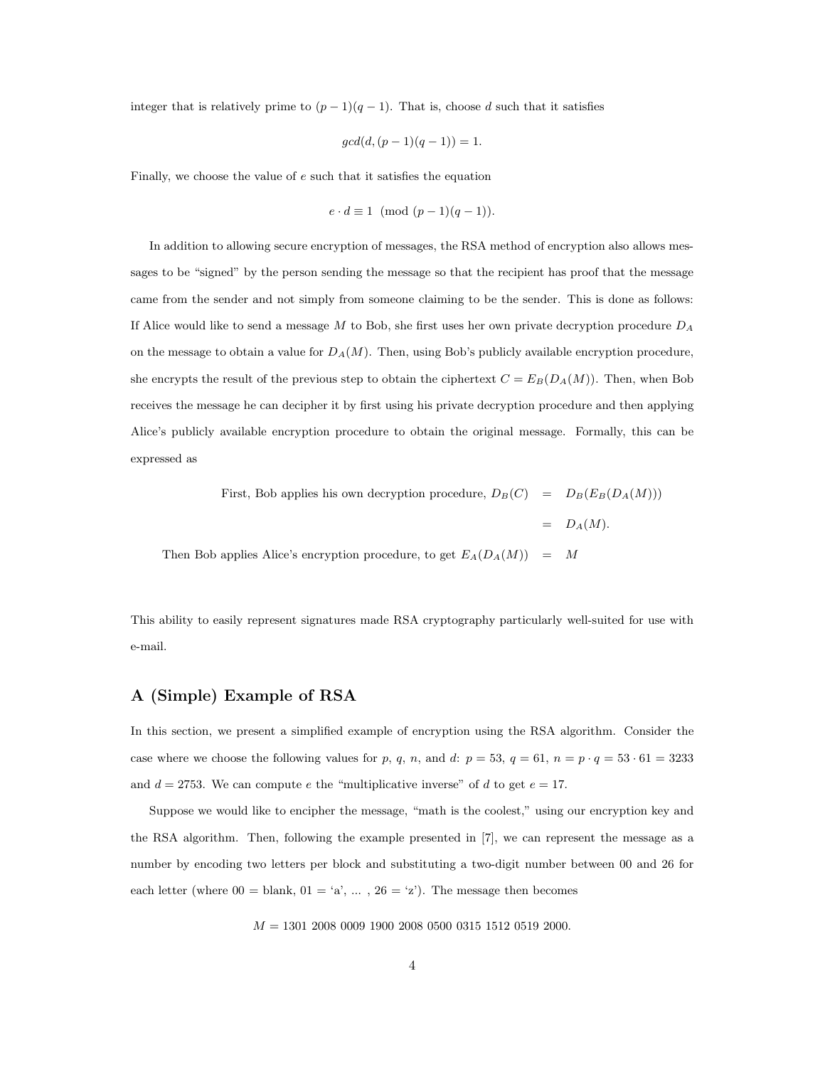integer that is relatively prime to $(p-1)(q-1)$. That is, choose $d$ such that it satisfies

$$gcd(d, (p-1)(q-1)) = 1.$$

Finally, we choose the value of $e$ such that it satisfies the equation

$$e \cdot d \equiv 1 \pmod{(p-1)(q-1)}.$$

In addition to allowing secure encryption of messages, the RSA method of encryption also allows messages to be "signed" by the person sending the message so that the recipient has proof that the message came from the sender and not simply from someone claiming to be the sender. This is done as follows: If Alice would like to send a message $M$ to Bob, she first uses her own private decryption procedure $D_A$ on the message to obtain a value for $D_A(M)$. Then, using Bob's publicly available encryption procedure, she encrypts the result of the previous step to obtain the ciphertext $C = E_B(D_A(M))$. Then, when Bob receives the message he can decipher it by first using his private decryption procedure and then applying Alice's publicly available encryption procedure to obtain the original message. Formally, this can be expressed as

$$\begin{aligned}
\text{First, Bob applies his own decryption procedure, } D_B(C) &= D_B(E_B(D_A(M))) \\
&= D_A(M). \\
\text{Then Bob applies Alice's encryption procedure, to get } E_A(D_A(M)) &= M
\end{aligned}$$

This ability to easily represent signatures made RSA cryptography particularly well-suited for use with e-mail.

## A (Simple) Example of RSA

In this section, we present a simplified example of encryption using the RSA algorithm. Consider the case where we choose the following values for $p$, $q$, $n$, and $d$: $p = 53$, $q = 61$, $n = p \cdot q = 53 \cdot 61 = 3233$ and $d = 2753$. We can compute $e$ the "multiplicative inverse" of $d$ to get $e = 17$.

Suppose we would like to encipher the message, "math is the coolest," using our encryption key and the RSA algorithm. Then, following the example presented in [7], we can represent the message as a number by encoding two letters per block and substituting a two-digit number between 00 and 26 for each letter (where 00 = blank, 01 = 'a', ... , 26 = 'z'). The message then becomes

$$M = 1301\ 2008\ 0009\ 1900\ 2008\ 0500\ 0315\ 1512\ 0519\ 2000.$$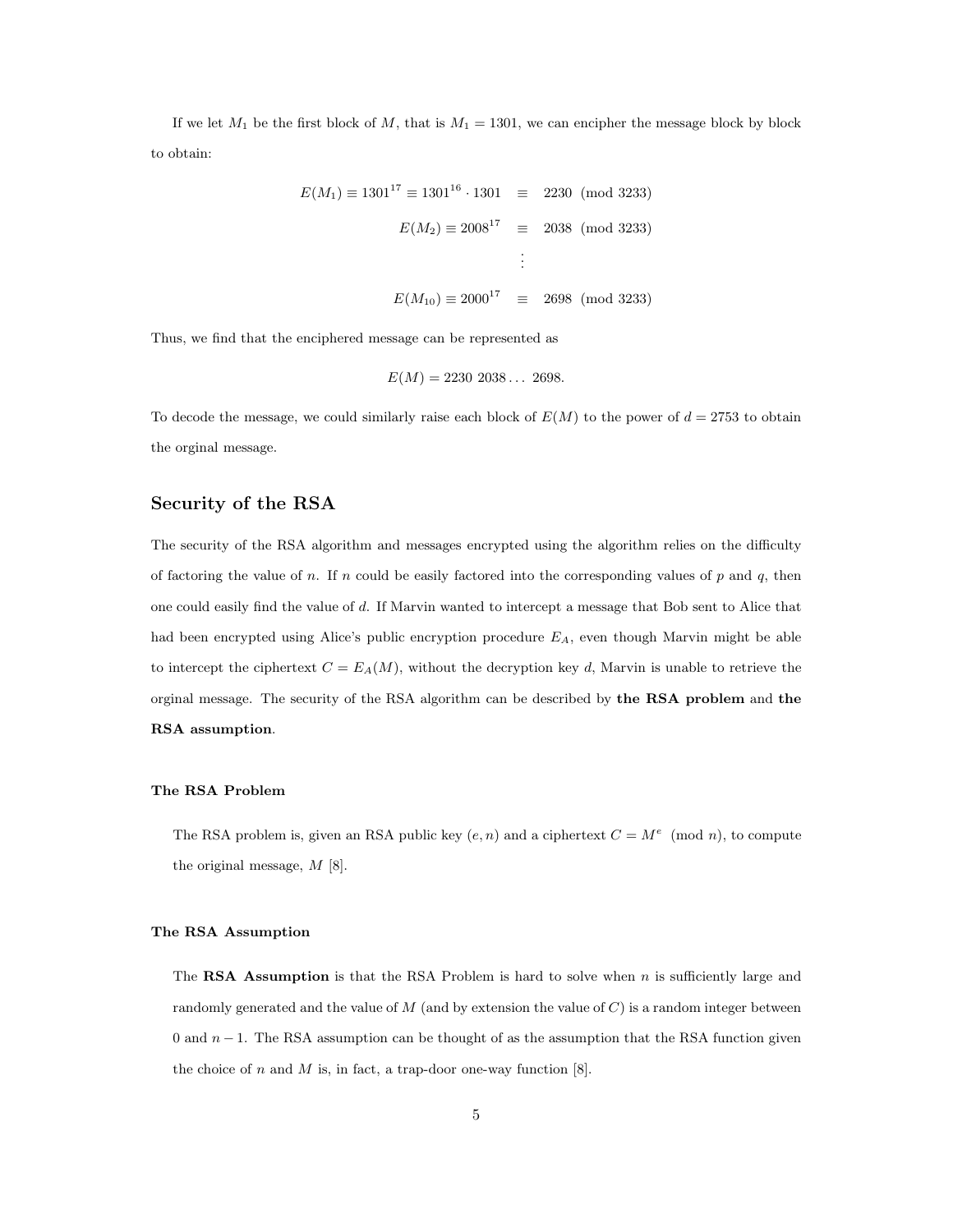If we let $M_1$ be the first block of $M$, that is $M_1 = 1301$, we can encipher the message block by block to obtain:

$$
\begin{aligned}
E(M_1) \equiv 1301^{17} \equiv 1301^{16} \cdot 1301 &\equiv 2230 \pmod{3233} \\
E(M_2) \equiv 2008^{17} &\equiv 2038 \pmod{3233} \\
&\vdots \\
E(M_{10}) \equiv 2000^{17} &\equiv 2698 \pmod{3233}
\end{aligned}
$$

Thus, we find that the enciphered message can be represented as

$$E(M) = 2230\ 2038 \ldots\ 2698.$$

To decode the message, we could similarly raise each block of $E(M)$ to the power of $d = 2753$ to obtain the orginal message.

## Security of the RSA

The security of the RSA algorithm and messages encrypted using the algorithm relies on the difficulty of factoring the value of $n$. If $n$ could be easily factored into the corresponding values of $p$ and $q$, then one could easily find the value of $d$. If Marvin wanted to intercept a message that Bob sent to Alice that had been encrypted using Alice's public encryption procedure $E_A$, even though Marvin might be able to intercept the ciphertext $C = E_A(M)$, without the decryption key $d$, Marvin is unable to retrieve the orginal message. The security of the RSA algorithm can be described by **the RSA problem** and **the RSA assumption**.

### The RSA Problem

The RSA problem is, given an RSA public key $(e, n)$ and a ciphertext $C = M^e \pmod{n}$, to compute the original message, $M$ [8].

### The RSA Assumption

The **RSA Assumption** is that the RSA Problem is hard to solve when $n$ is sufficiently large and randomly generated and the value of $M$ (and by extension the value of $C$) is a random integer between 0 and $n - 1$. The RSA assumption can be thought of as the assumption that the RSA function given the choice of $n$ and $M$ is, in fact, a trap-door one-way function [8].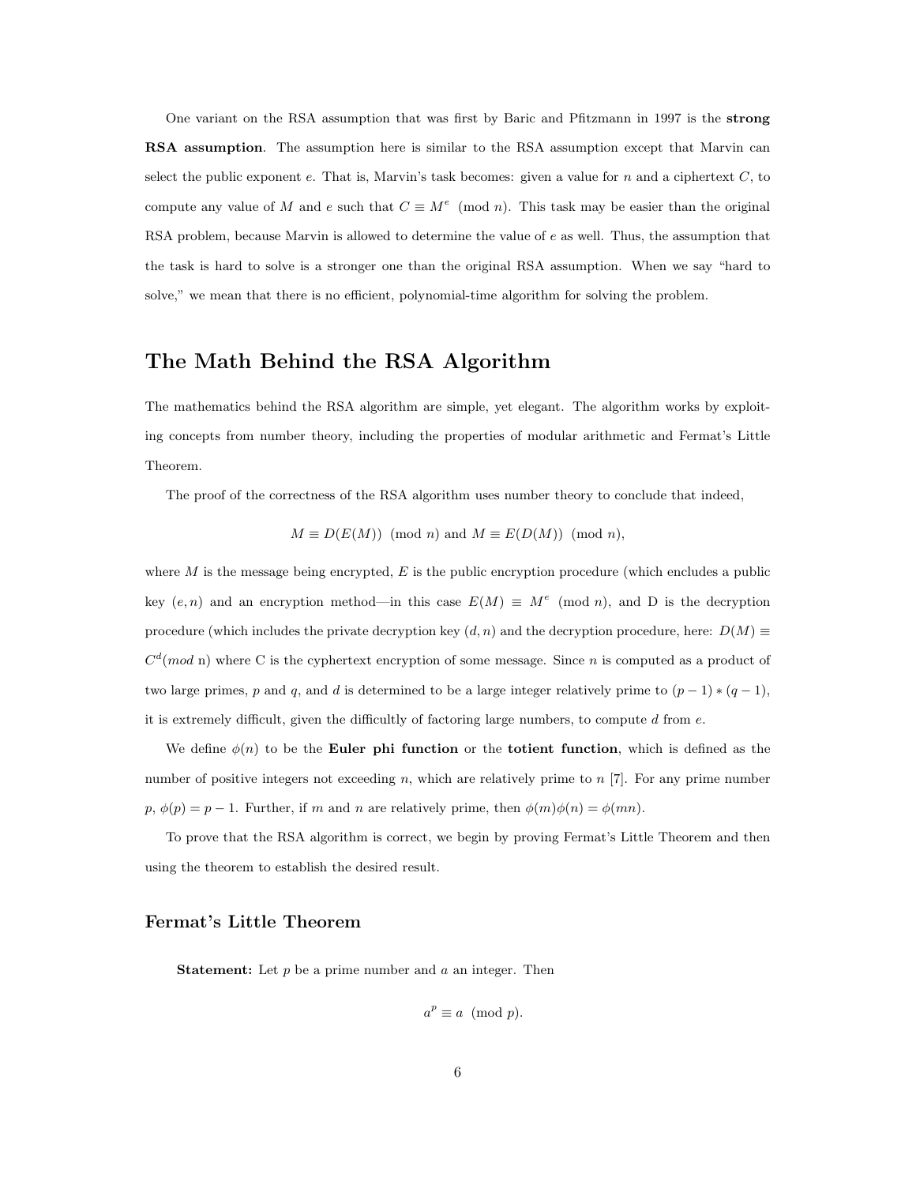One variant on the RSA assumption that was first by Baric and Pfitzmann in 1997 is the **strong RSA assumption**. The assumption here is similar to the RSA assumption except that Marvin can select the public exponent $e$. That is, Marvin's task becomes: given a value for $n$ and a ciphertext $C$, to compute any value of $M$ and $e$ such that $C \equiv M^e \pmod{n}$. This task may be easier than the original RSA problem, because Marvin is allowed to determine the value of $e$ as well. Thus, the assumption that the task is hard to solve is a stronger one than the original RSA assumption. When we say "hard to solve," we mean that there is no efficient, polynomial-time algorithm for solving the problem.

## The Math Behind the RSA Algorithm

The mathematics behind the RSA algorithm are simple, yet elegant. The algorithm works by exploiting concepts from number theory, including the properties of modular arithmetic and Fermat's Little Theorem.

The proof of the correctness of the RSA algorithm uses number theory to conclude that indeed,

$$M \equiv D(E(M)) \pmod{n} \text{ and } M \equiv E(D(M)) \pmod{n},$$

where $M$ is the message being encrypted, $E$ is the public encryption procedure (which encludes a public key $(e, n)$ and an encryption method—in this case $E(M) \equiv M^e \pmod{n}$, and D is the decryption procedure (which includes the private decryption key $(d, n)$ and the decryption procedure, here: $D(M) \equiv C^d (mod \text{ n})$ where C is the cyphertext encryption of some message. Since $n$ is computed as a product of two large primes, $p$ and $q$, and $d$ is determined to be a large integer relatively prime to $(p-1) * (q-1)$, it is extremely difficult, given the difficultly of factoring large numbers, to compute $d$ from $e$.

We define $\phi(n)$ to be the **Euler phi function** or the **totient function**, which is defined as the number of positive integers not exceeding $n$, which are relatively prime to $n$ [7]. For any prime number $p$, $\phi(p) = p - 1$. Further, if $m$ and $n$ are relatively prime, then $\phi(m)\phi(n) = \phi(mn)$.

To prove that the RSA algorithm is correct, we begin by proving Fermat's Little Theorem and then using the theorem to establish the desired result.

### Fermat's Little Theorem

**Statement:** Let $p$ be a prime number and $a$ an integer. Then

$$a^p \equiv a \pmod{p}.$$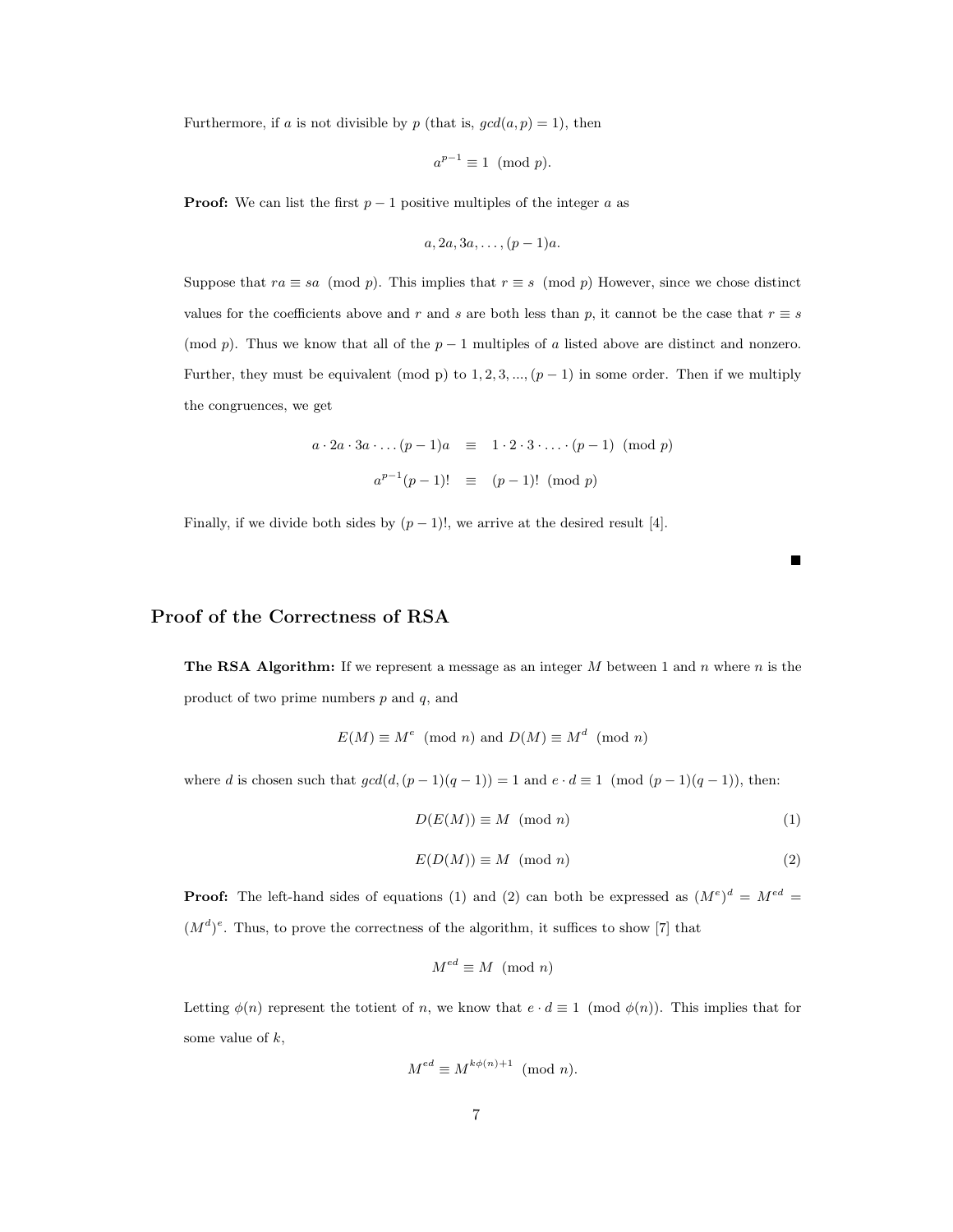Furthermore, if $a$ is not divisible by $p$ (that is, $gcd(a, p) = 1$), then

$$a^{p-1} \equiv 1 \pmod{p}.$$

**Proof:** We can list the first $p - 1$ positive multiples of the integer $a$ as

$$a, 2a, 3a, \ldots, (p-1)a.$$

Suppose that $ra \equiv sa \pmod{p}$. This implies that $r \equiv s \pmod{p}$ However, since we chose distinct values for the coefficients above and $r$ and $s$ are both less than $p$, it cannot be the case that $r \equiv s \pmod{p}$. Thus we know that all of the $p - 1$ multiples of $a$ listed above are distinct and nonzero. Further, they must be equivalent (mod p) to $1, 2, 3, ..., (p-1)$ in some order. Then if we multiply the congruences, we get

$$\begin{aligned} a \cdot 2a \cdot 3a \cdot \ldots (p-1)a &\equiv 1 \cdot 2 \cdot 3 \cdot \ldots \cdot (p-1) \pmod{p} \\ a^{p-1}(p-1)! &\equiv (p-1)! \pmod{p} \end{aligned}$$

Finally, if we divide both sides by $(p-1)!$, we arrive at the desired result [4].

■

## Proof of the Correctness of RSA

**The RSA Algorithm:** If we represent a message as an integer $M$ between 1 and $n$ where $n$ is the product of two prime numbers $p$ and $q$, and

$$E(M) \equiv M^e \pmod{n} \text{ and } D(M) \equiv M^d \pmod{n}$$

where $d$ is chosen such that $gcd(d, (p-1)(q-1)) = 1$ and $e \cdot d \equiv 1 \pmod{(p-1)(q-1)}$, then:

$$D(E(M)) \equiv M \pmod{n} \quad (1)$$

$$E(D(M)) \equiv M \pmod{n} \quad (2)$$

**Proof:** The left-hand sides of equations (1) and (2) can both be expressed as $(M^e)^d = M^{ed} = (M^d)^e$. Thus, to prove the correctness of the algorithm, it suffices to show [7] that

$$M^{ed} \equiv M \pmod{n}$$

Letting $\phi(n)$ represent the totient of $n$, we know that $e \cdot d \equiv 1 \pmod{\phi(n)}$. This implies that for some value of $k$,

$$M^{ed} \equiv M^{k\phi(n)+1} \pmod{n}.$$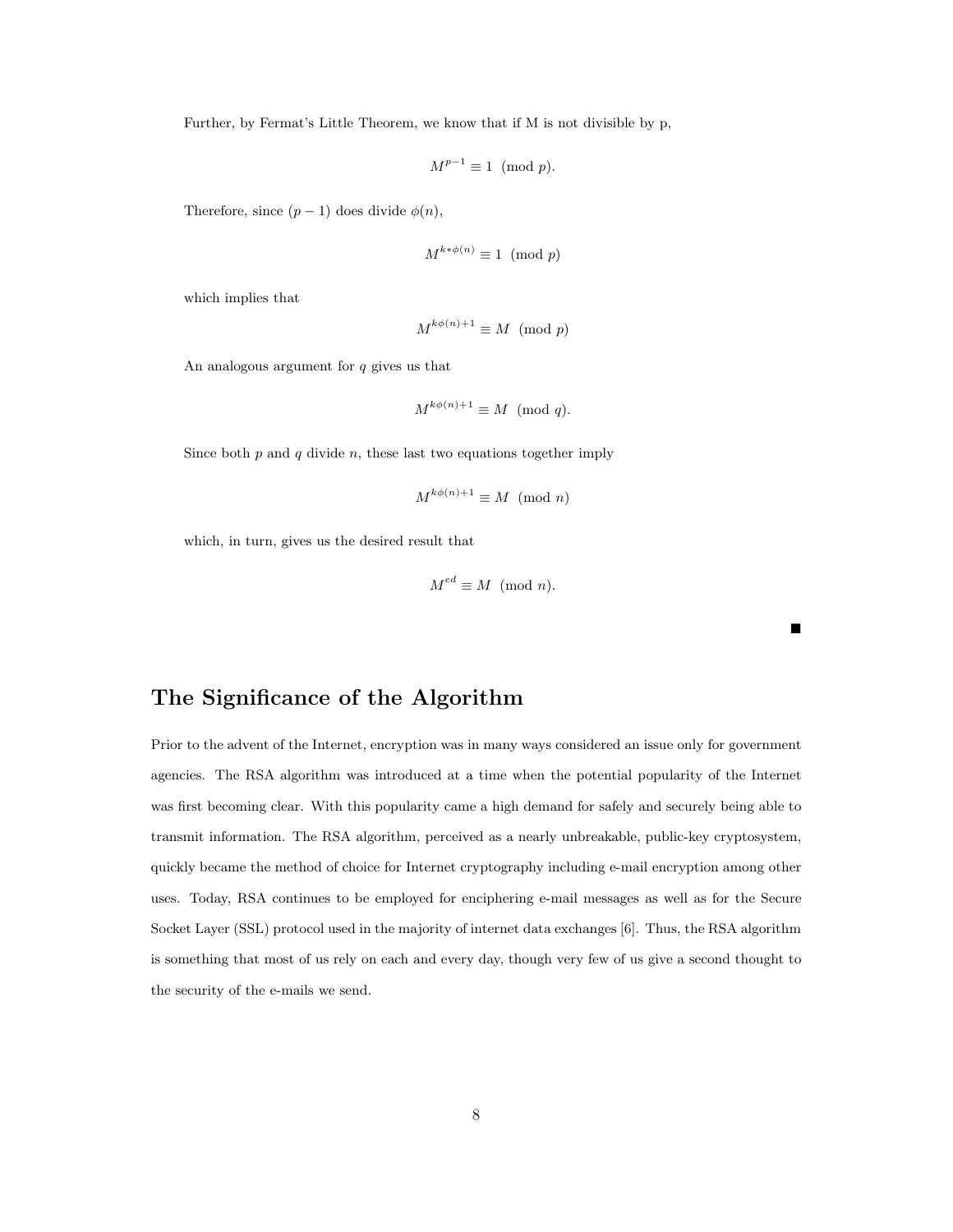Further, by Fermat's Little Theorem, we know that if M is not divisible by p,

$$M^{p-1} \equiv 1 \pmod{p}.$$

Therefore, since $(p-1)$ does divide $\phi(n)$,

$$M^{k*\phi(n)} \equiv 1 \pmod{p}$$

which implies that

$$M^{k\phi(n)+1} \equiv M \pmod{p}$$

An analogous argument for $q$ gives us that

$$M^{k\phi(n)+1} \equiv M \pmod{q}.$$

Since both $p$ and $q$ divide $n$, these last two equations together imply

$$M^{k\phi(n)+1} \equiv M \pmod{n}$$

which, in turn, gives us the desired result that

$$M^{ed} \equiv M \pmod{n}.$$

■

## The Significance of the Algorithm

Prior to the advent of the Internet, encryption was in many ways considered an issue only for government agencies. The RSA algorithm was introduced at a time when the potential popularity of the Internet was first becoming clear. With this popularity came a high demand for safely and securely being able to transmit information. The RSA algorithm, perceived as a nearly unbreakable, public-key cryptosystem, quickly became the method of choice for Internet cryptography including e-mail encryption among other uses. Today, RSA continues to be employed for enciphering e-mail messages as well as for the Secure Socket Layer (SSL) protocol used in the majority of internet data exchanges [6]. Thus, the RSA algorithm is something that most of us rely on each and every day, though very few of us give a second thought to the security of the e-mails we send.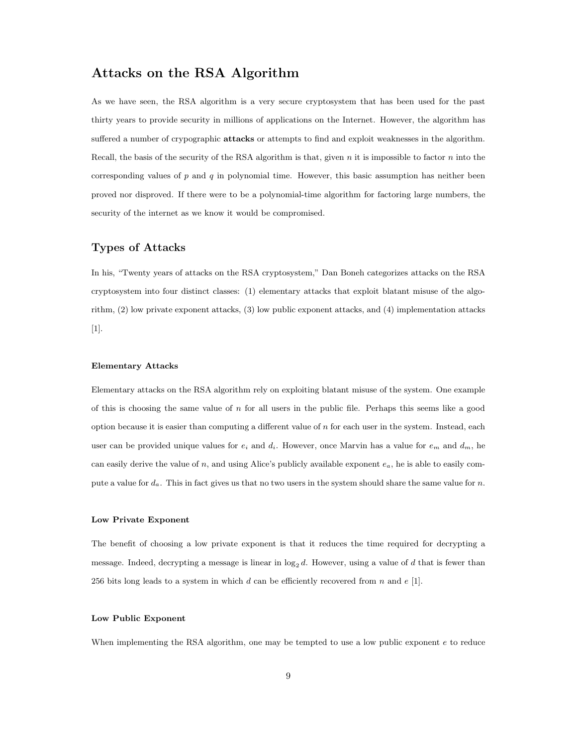## Attacks on the RSA Algorithm

As we have seen, the RSA algorithm is a very secure cryptosystem that has been used for the past thirty years to provide security in millions of applications on the Internet. However, the algorithm has suffered a number of crypographic **attacks** or attempts to find and exploit weaknesses in the algorithm. Recall, the basis of the security of the RSA algorithm is that, given $n$ it is impossible to factor $n$ into the corresponding values of $p$ and $q$ in polynomial time. However, this basic assumption has neither been proved nor disproved. If there were to be a polynomial-time algorithm for factoring large numbers, the security of the internet as we know it would be compromised.

## Types of Attacks

In his, "Twenty years of attacks on the RSA cryptosystem," Dan Boneh categorizes attacks on the RSA cryptosystem into four distinct classes: (1) elementary attacks that exploit blatant misuse of the algorithm, (2) low private exponent attacks, (3) low public exponent attacks, and (4) implementation attacks [1].

#### Elementary Attacks

Elementary attacks on the RSA algorithm rely on exploiting blatant misuse of the system. One example of this is choosing the same value of $n$ for all users in the public file. Perhaps this seems like a good option because it is easier than computing a different value of $n$ for each user in the system. Instead, each user can be provided unique values for $e_i$ and $d_i$. However, once Marvin has a value for $e_m$ and $d_m$, he can easily derive the value of $n$, and using Alice's publicly available exponent $e_a$, he is able to easily compute a value for $d_a$. This in fact gives us that no two users in the system should share the same value for $n$.

#### Low Private Exponent

The benefit of choosing a low private exponent is that it reduces the time required for decrypting a message. Indeed, decrypting a message is linear in $\log_2 d$. However, using a value of $d$ that is fewer than 256 bits long leads to a system in which $d$ can be efficiently recovered from $n$ and $e$ [1].

#### Low Public Exponent

When implementing the RSA algorithm, one may be tempted to use a low public exponent $e$ to reduce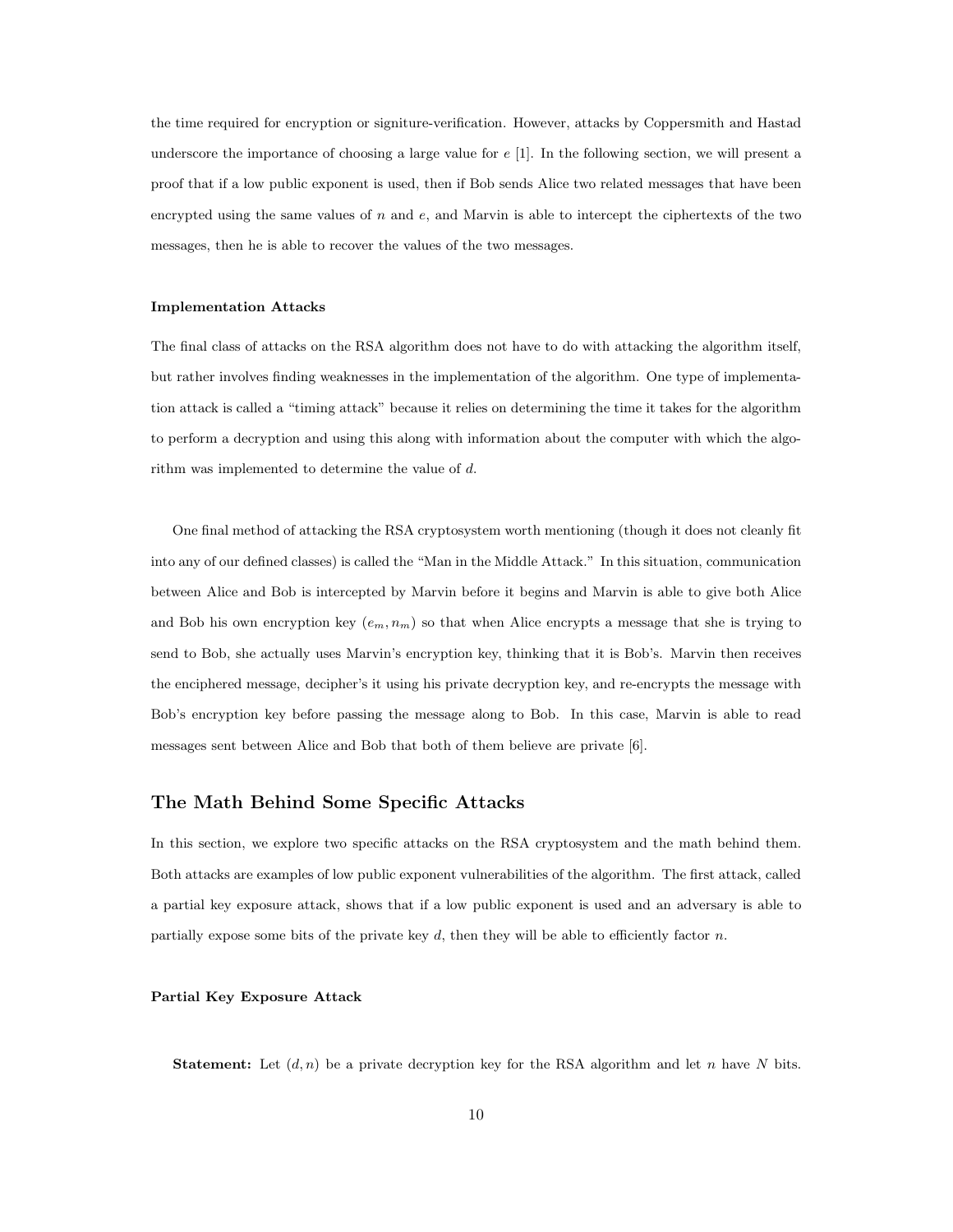the time required for encryption or signiture-verification. However, attacks by Coppersmith and Hastad underscore the importance of choosing a large value for $e$ [1]. In the following section, we will present a proof that if a low public exponent is used, then if Bob sends Alice two related messages that have been encrypted using the same values of $n$ and $e$, and Marvin is able to intercept the ciphertexts of the two messages, then he is able to recover the values of the two messages.

#### Implementation Attacks

The final class of attacks on the RSA algorithm does not have to do with attacking the algorithm itself, but rather involves finding weaknesses in the implementation of the algorithm. One type of implementation attack is called a "timing attack" because it relies on determining the time it takes for the algorithm to perform a decryption and using this along with information about the computer with which the algorithm was implemented to determine the value of $d$.

One final method of attacking the RSA cryptosystem worth mentioning (though it does not cleanly fit into any of our defined classes) is called the "Man in the Middle Attack." In this situation, communication between Alice and Bob is intercepted by Marvin before it begins and Marvin is able to give both Alice and Bob his own encryption key $(e_m, n_m)$ so that when Alice encrypts a message that she is trying to send to Bob, she actually uses Marvin's encryption key, thinking that it is Bob's. Marvin then receives the enciphered message, decipher's it using his private decryption key, and re-encrypts the message with Bob's encryption key before passing the message along to Bob. In this case, Marvin is able to read messages sent between Alice and Bob that both of them believe are private [6].

## The Math Behind Some Specific Attacks

In this section, we explore two specific attacks on the RSA cryptosystem and the math behind them. Both attacks are examples of low public exponent vulnerabilities of the algorithm. The first attack, called a partial key exposure attack, shows that if a low public exponent is used and an adversary is able to partially expose some bits of the private key $d$, then they will be able to efficiently factor $n$.

#### Partial Key Exposure Attack

**Statement:** Let $(d, n)$ be a private decryption key for the RSA algorithm and let $n$ have $N$ bits.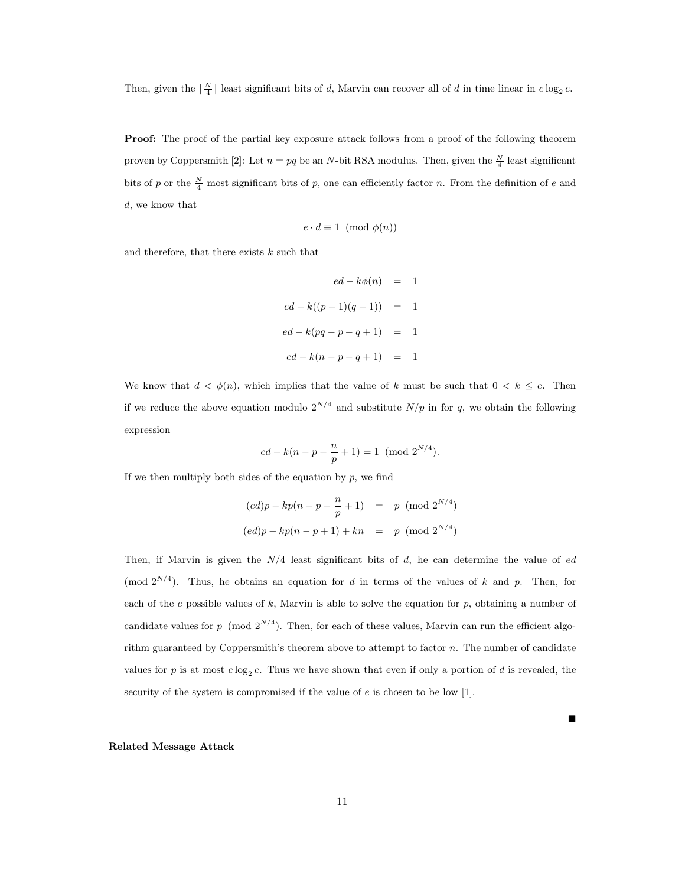Then, given the $\lceil \frac{N}{4} \rceil$ least significant bits of $d$, Marvin can recover all of $d$ in time linear in $e \log_2 e$.

**Proof:** The proof of the partial key exposure attack follows from a proof of the following theorem proven by Coppersmith [2]: Let $n = pq$ be an $N$-bit RSA modulus. Then, given the $\frac{N}{4}$ least significant bits of $p$ or the $\frac{N}{4}$ most significant bits of $p$, one can efficiently factor $n$. From the definition of $e$ and $d$, we know that

$$e \cdot d \equiv 1 \pmod{\phi(n)}$$

and therefore, that there exists $k$ such that

$$\begin{aligned}
ed - k\phi(n) &= 1 \\
ed - k((p-1)(q-1)) &= 1 \\
ed - k(pq - p - q + 1) &= 1 \\
ed - k(n - p - q + 1) &= 1
\end{aligned}$$

We know that $d < \phi(n)$, which implies that the value of $k$ must be such that $0 < k \leq e$. Then if we reduce the above equation modulo $2^{N/4}$ and substitute $N/p$ in for $q$, we obtain the following expression

$$ed - k(n - p - \frac{n}{p} + 1) = 1 \pmod{2^{N/4}}.$$

If we then multiply both sides of the equation by $p$, we find

$$\begin{aligned}
(ed)p - kp(n - p - \frac{n}{p} + 1) &= p \pmod{2^{N/4}} \\
(ed)p - kp(n - p + 1) + kn &= p \pmod{2^{N/4}}
\end{aligned}$$

Then, if Marvin is given the $N/4$ least significant bits of $d$, he can determine the value of $ed \pmod{2^{N/4}}$. Thus, he obtains an equation for $d$ in terms of the values of $k$ and $p$. Then, for each of the $e$ possible values of $k$, Marvin is able to solve the equation for $p$, obtaining a number of candidate values for $p \pmod{2^{N/4}}$. Then, for each of these values, Marvin can run the efficient algorithm guaranteed by Coppersmith's theorem above to attempt to factor $n$. The number of candidate values for $p$ is at most $e \log_2 e$. Thus we have shown that even if only a portion of $d$ is revealed, the security of the system is compromised if the value of $e$ is chosen to be low [1].

■

**Related Message Attack**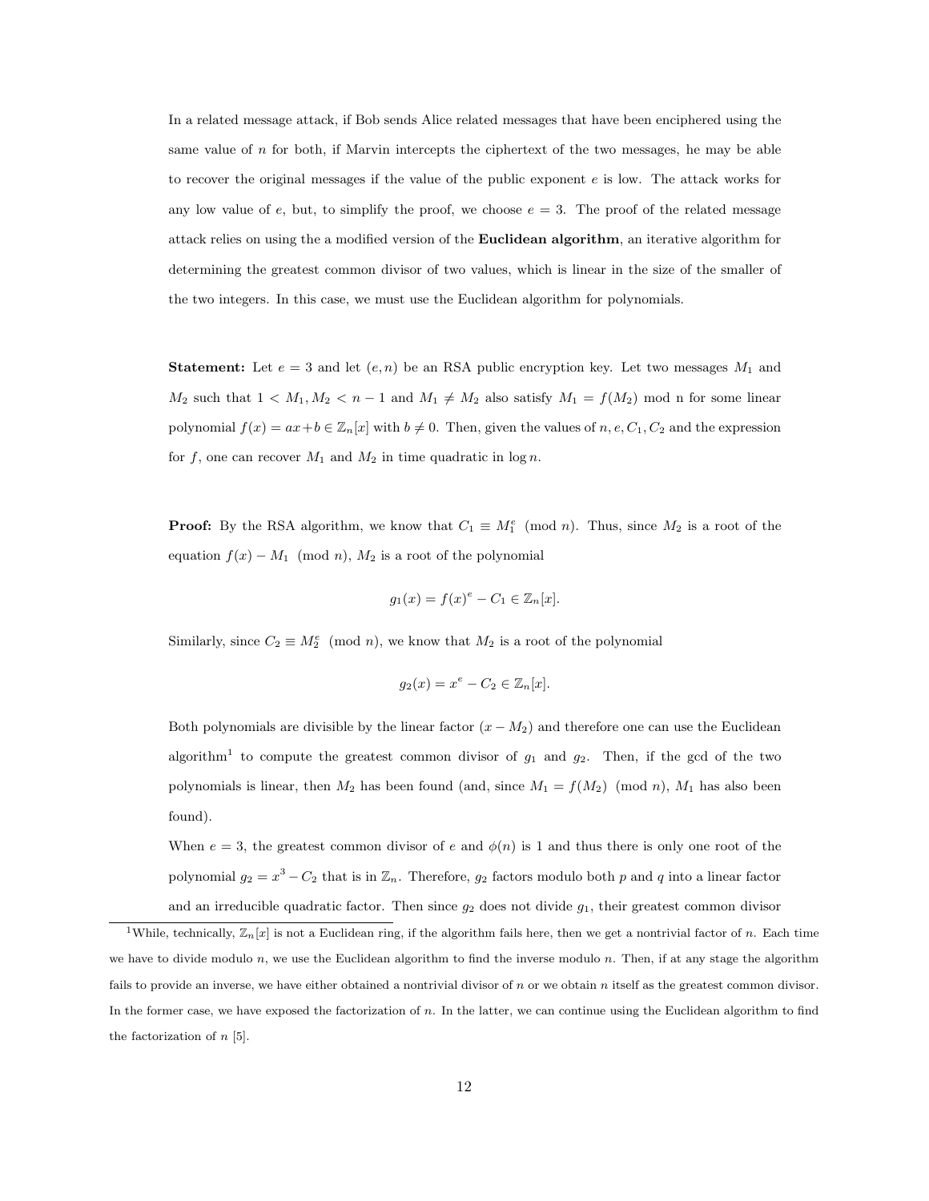In a related message attack, if Bob sends Alice related messages that have been enciphered using the same value of $n$ for both, if Marvin intercepts the ciphertext of the two messages, he may be able to recover the original messages if the value of the public exponent $e$ is low. The attack works for any low value of $e$, but, to simplify the proof, we choose $e = 3$. The proof of the related message attack relies on using the a modified version of the **Euclidean algorithm**, an iterative algorithm for determining the greatest common divisor of two values, which is linear in the size of the smaller of the two integers. In this case, we must use the Euclidean algorithm for polynomials.

**Statement:** Let $e = 3$ and let $(e, n)$ be an RSA public encryption key. Let two messages $M_1$ and $M_2$ such that $1 < M_1, M_2 < n - 1$ and $M_1 \neq M_2$ also satisfy $M_1 = f(M_2) \bmod n$ for some linear polynomial $f(x) = ax + b \in \mathbb{Z}_n[x]$ with $b \neq 0$. Then, given the values of $n, e, C_1, C_2$ and the expression for $f$, one can recover $M_1$ and $M_2$ in time quadratic in $\log n$.

**Proof:** By the RSA algorithm, we know that $C_1 \equiv M_1^e \pmod{n}$. Thus, since $M_2$ is a root of the equation $f(x) - M_1 \pmod{n}$, $M_2$ is a root of the polynomial

$$g_1(x) = f(x)^e - C_1 \in \mathbb{Z}_n[x].$$

Similarly, since $C_2 \equiv M_2^e \pmod{n}$, we know that $M_2$ is a root of the polynomial

$$g_2(x) = x^e - C_2 \in \mathbb{Z}_n[x].$$

Both polynomials are divisible by the linear factor $(x - M_2)$ and therefore one can use the Euclidean algorithm[1] to compute the greatest common divisor of $g_1$ and $g_2$. Then, if the gcd of the two polynomials is linear, then $M_2$ has been found (and, since $M_1 = f(M_2) \pmod{n}$, $M_1$ has also been found).

When $e = 3$, the greatest common divisor of $e$ and $\phi(n)$ is 1 and thus there is only one root of the polynomial $g_2 = x^3 - C_2$ that is in $\mathbb{Z}_n$. Therefore, $g_2$ factors modulo both $p$ and $q$ into a linear factor and an irreducible quadratic factor. Then since $g_2$ does not divide $g_1$, their greatest common divisor

[1] While, technically, $\mathbb{Z}_n[x]$ is not a Euclidean ring, if the algorithm fails here, then we get a nontrivial factor of $n$. Each time we have to divide modulo $n$, we use the Euclidean algorithm to find the inverse modulo $n$. Then, if at any stage the algorithm fails to provide an inverse, we have either obtained a nontrivial divisor of $n$ or we obtain $n$ itself as the greatest common divisor. In the former case, we have exposed the factorization of $n$. In the latter, we can continue using the Euclidean algorithm to find the factorization of $n$ [5].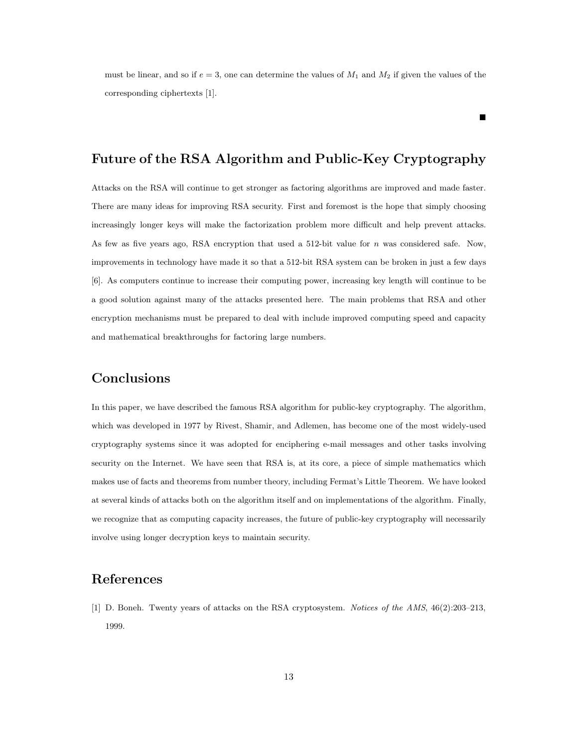must be linear, and so if $e = 3$, one can determine the values of $M_1$ and $M_2$ if given the values of the corresponding ciphertexts [1].

■

## Future of the RSA Algorithm and Public-Key Cryptography

Attacks on the RSA will continue to get stronger as factoring algorithms are improved and made faster. There are many ideas for improving RSA security. First and foremost is the hope that simply choosing increasingly longer keys will make the factorization problem more difficult and help prevent attacks. As few as five years ago, RSA encryption that used a 512-bit value for $n$ was considered safe. Now, improvements in technology have made it so that a 512-bit RSA system can be broken in just a few days [6]. As computers continue to increase their computing power, increasing key length will continue to be a good solution against many of the attacks presented here. The main problems that RSA and other encryption mechanisms must be prepared to deal with include improved computing speed and capacity and mathematical breakthroughs for factoring large numbers.

## Conclusions

In this paper, we have described the famous RSA algorithm for public-key cryptography. The algorithm, which was developed in 1977 by Rivest, Shamir, and Adlemen, has become one of the most widely-used cryptography systems since it was adopted for enciphering e-mail messages and other tasks involving security on the Internet. We have seen that RSA is, at its core, a piece of simple mathematics which makes use of facts and theorems from number theory, including Fermat's Little Theorem. We have looked at several kinds of attacks both on the algorithm itself and on implementations of the algorithm. Finally, we recognize that as computing capacity increases, the future of public-key cryptography will necessarily involve using longer decryption keys to maintain security.

## References

[1] D. Boneh. Twenty years of attacks on the RSA cryptosystem. *Notices of the AMS*, 46(2):203–213, 1999.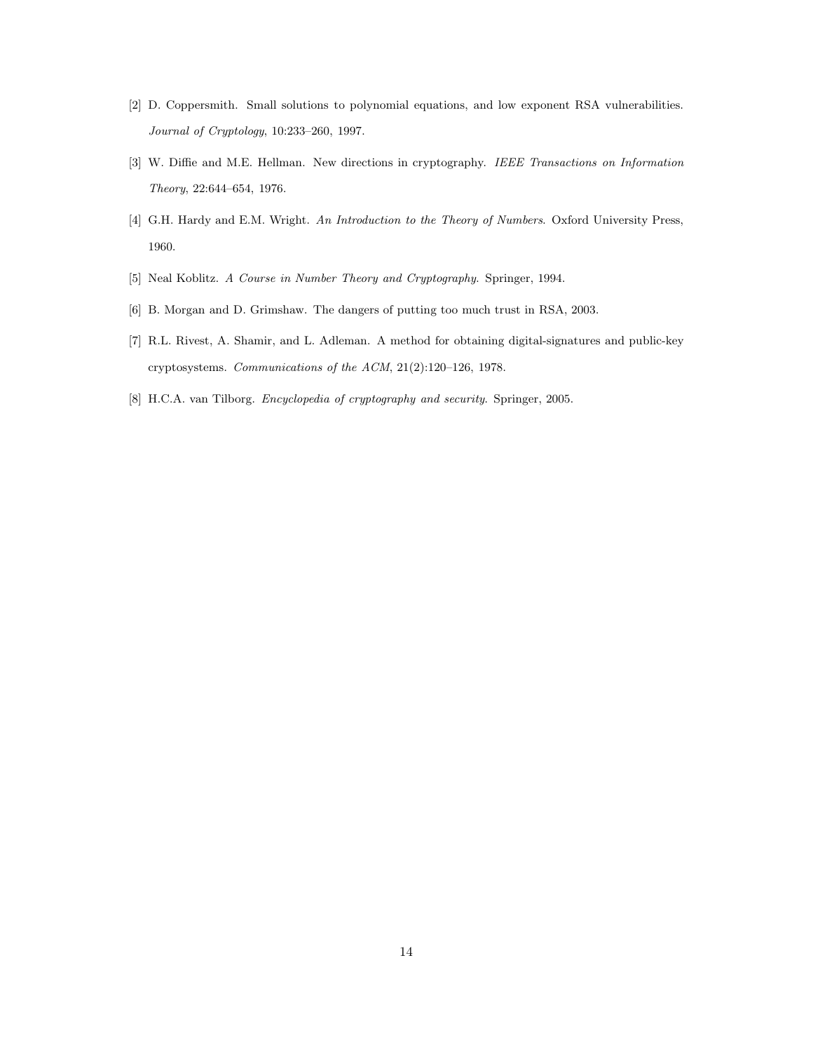[2] D. Coppersmith. Small solutions to polynomial equations, and low exponent RSA vulnerabilities. *Journal of Cryptology*, 10:233–260, 1997.

[3] W. Diffie and M.E. Hellman. New directions in cryptography. *IEEE Transactions on Information Theory*, 22:644–654, 1976.

[4] G.H. Hardy and E.M. Wright. *An Introduction to the Theory of Numbers*. Oxford University Press, 1960.

[5] Neal Koblitz. *A Course in Number Theory and Cryptography*. Springer, 1994.

[6] B. Morgan and D. Grimshaw. The dangers of putting too much trust in RSA, 2003.

[7] R.L. Rivest, A. Shamir, and L. Adleman. A method for obtaining digital-signatures and public-key cryptosystems. *Communications of the ACM*, 21(2):120–126, 1978.

[8] H.C.A. van Tilborg. *Encyclopedia of cryptography and security*. Springer, 2005.